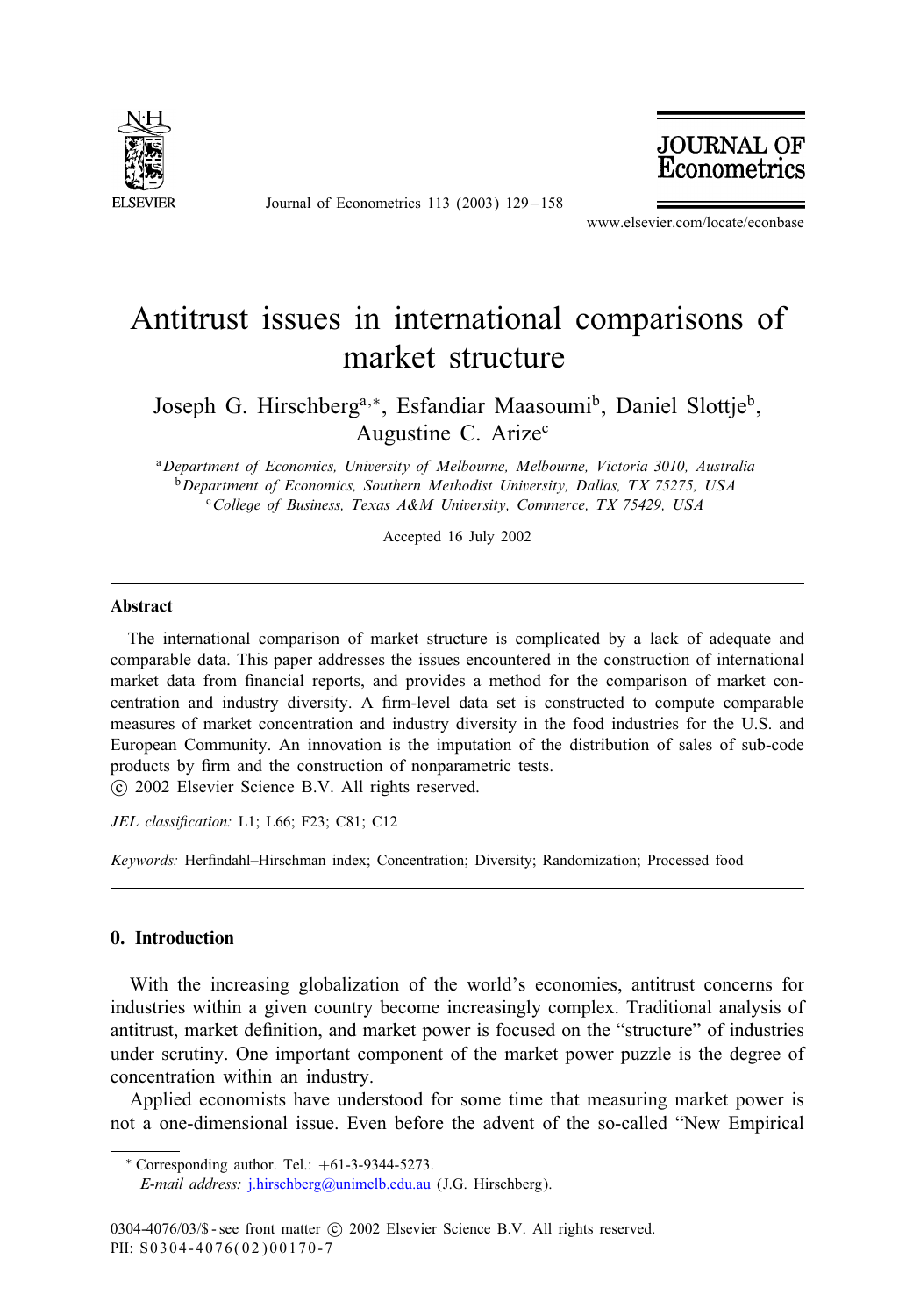# Antitrust issues in international comparisons of market structure

Joseph G. Hirschberg[a,*], Esfandiar Maasoumi[b], Daniel Slottje[b], Augustine C. Arize[c]

[a] *Department of Economics, University of Melbourne, Melbourne, Victoria 3010, Australia*
[b] *Department of Economics, Southern Methodist University, Dallas, TX 75275, USA*
[c] *College of Business, Texas A&M University, Commerce, TX 75429, USA*

Accepted 16 July 2002

## Abstract

The international comparison of market structure is complicated by a lack of adequate and comparable data. This paper addresses the issues encountered in the construction of international market data from financial reports, and provides a method for the comparison of market concentration and industry diversity. A firm-level data set is constructed to compute comparable measures of market concentration and industry diversity in the food industries for the U.S. and European Community. An innovation is the imputation of the distribution of sales of sub-code products by firm and the construction of nonparametric tests.
© 2002 Elsevier Science B.V. All rights reserved.

*JEL classification:* L1; L66; F23; C81; C12

*Keywords:* Herfindahl–Hirschman index; Concentration; Diversity; Randomization; Processed food

## 0. Introduction

With the increasing globalization of the world's economies, antitrust concerns for industries within a given country become increasingly complex. Traditional analysis of antitrust, market definition, and market power is focused on the "structure" of industries under scrutiny. One important component of the market power puzzle is the degree of concentration within an industry.

Applied economists have understood for some time that measuring market power is not a one-dimensional issue. Even before the advent of the so-called "New Empirical

* Corresponding author. Tel.: +61-3-9344-5273.
*E-mail address:* j.hirschberg@unimelb.edu.au (J.G. Hirschberg).

0304-4076/03/$ - see front matter © 2002 Elsevier Science B.V. All rights reserved.
PII: S0304-4076(02)00170-7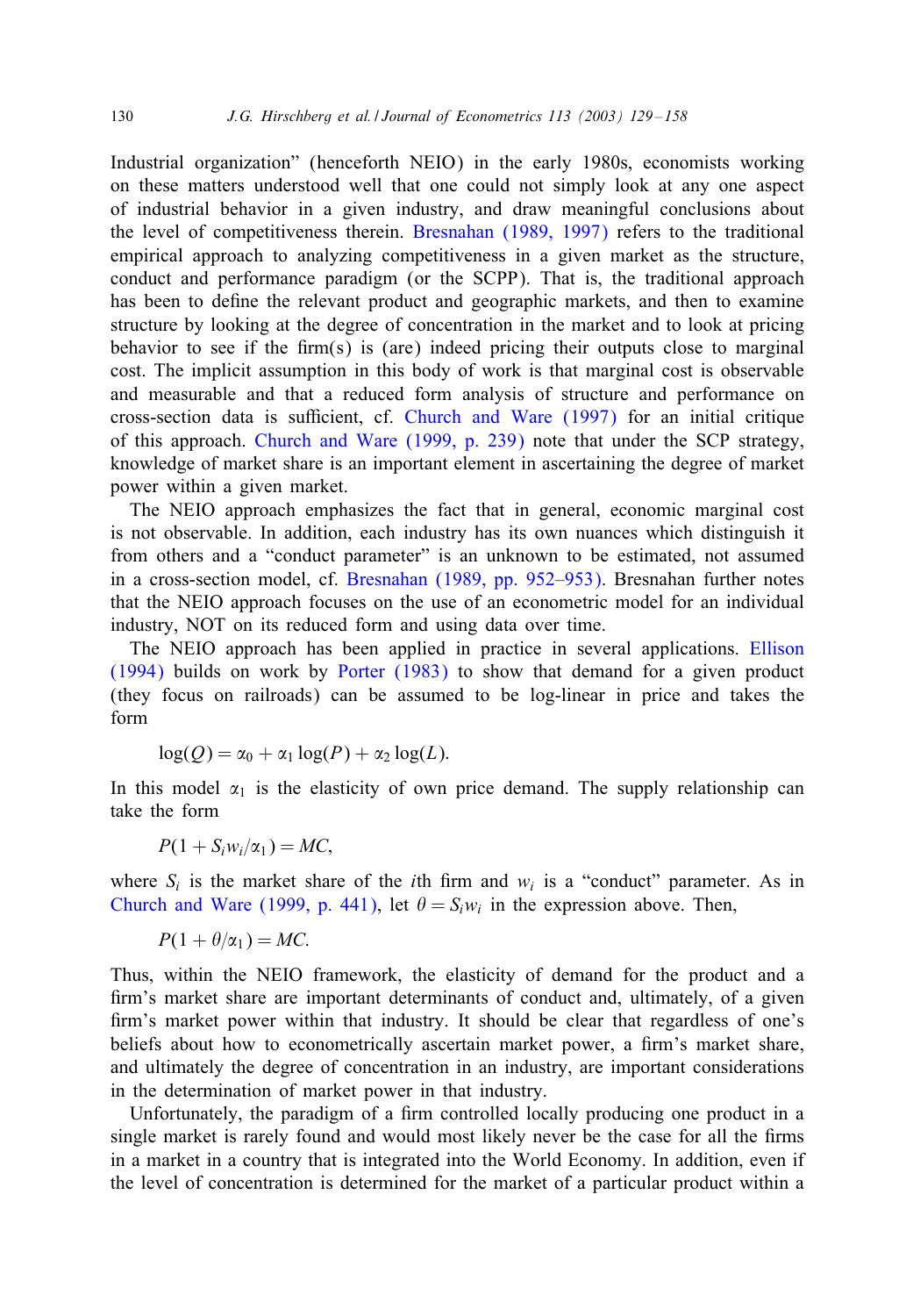Industrial organization" (henceforth NEIO) in the early 1980s, economists working on these matters understood well that one could not simply look at any one aspect of industrial behavior in a given industry, and draw meaningful conclusions about the level of competitiveness therein. Bresnahan (1989, 1997) refers to the traditional empirical approach to analyzing competitiveness in a given market as the structure, conduct and performance paradigm (or the SCPP). That is, the traditional approach has been to define the relevant product and geographic markets, and then to examine structure by looking at the degree of concentration in the market and to look at pricing behavior to see if the firm(s) is (are) indeed pricing their outputs close to marginal cost. The implicit assumption in this body of work is that marginal cost is observable and measurable and that a reduced form analysis of structure and performance on cross-section data is sufficient, cf. Church and Ware (1997) for an initial critique of this approach. Church and Ware (1999, p. 239) note that under the SCP strategy, knowledge of market share is an important element in ascertaining the degree of market power within a given market.

The NEIO approach emphasizes the fact that in general, economic marginal cost is not observable. In addition, each industry has its own nuances which distinguish it from others and a "conduct parameter" is an unknown to be estimated, not assumed in a cross-section model, cf. Bresnahan (1989, pp. 952–953). Bresnahan further notes that the NEIO approach focuses on the use of an econometric model for an individual industry, NOT on its reduced form and using data over time.

The NEIO approach has been applied in practice in several applications. Ellison (1994) builds on work by Porter (1983) to show that demand for a given product (they focus on railroads) can be assumed to be log-linear in price and takes the form

$$\log(Q) = \alpha_0 + \alpha_1 \log(P) + \alpha_2 \log(L).$$

In this model $\alpha_1$ is the elasticity of own price demand. The supply relationship can take the form

$$P(1 + S_i w_i/\alpha_1) = MC,$$

where $S_i$ is the market share of the $i$th firm and $w_i$ is a "conduct" parameter. As in Church and Ware (1999, p. 441), let $\theta = S_i w_i$ in the expression above. Then,

$$P(1 + \theta/\alpha_1) = MC.$$

Thus, within the NEIO framework, the elasticity of demand for the product and a firm's market share are important determinants of conduct and, ultimately, of a given firm's market power within that industry. It should be clear that regardless of one's beliefs about how to econometrically ascertain market power, a firm's market share, and ultimately the degree of concentration in an industry, are important considerations in the determination of market power in that industry.

Unfortunately, the paradigm of a firm controlled locally producing one product in a single market is rarely found and would most likely never be the case for all the firms in a market in a country that is integrated into the World Economy. In addition, even if the level of concentration is determined for the market of a particular product within a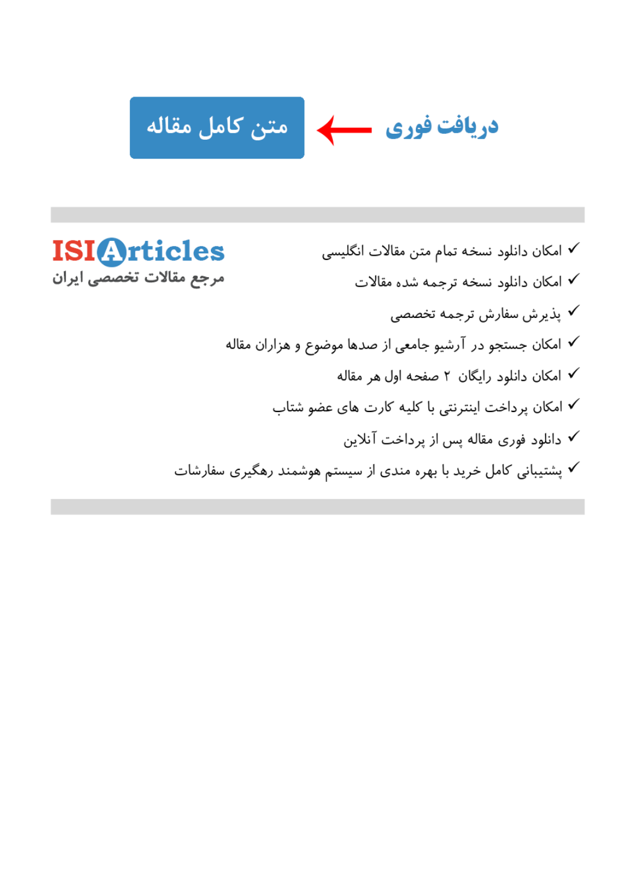دریافت فوری ← متن کامل مقاله

**ISIArticles**
مرجع مقالات تخصصی ایران

- ✓ امکان دانلود نسخه تمام متن مقالات انگلیسی
- ✓ امکان دانلود نسخه ترجمه شده مقالات
- ✓ پذیرش سفارش ترجمه تخصصی
- ✓ امکان جستجو در آرشیو جامعی از صدها موضوع و هزاران مقاله
- ✓ امکان دانلود رایگان ۲ صفحه اول هر مقاله
- ✓ امکان پرداخت اینترنتی با کلیه کارت های عضو شتاب
- ✓ دانلود فوری مقاله پس از پرداخت آنلاین
- ✓ پشتیبانی کامل خرید با بهره مندی از سیستم هوشمند رهگیری سفارشات